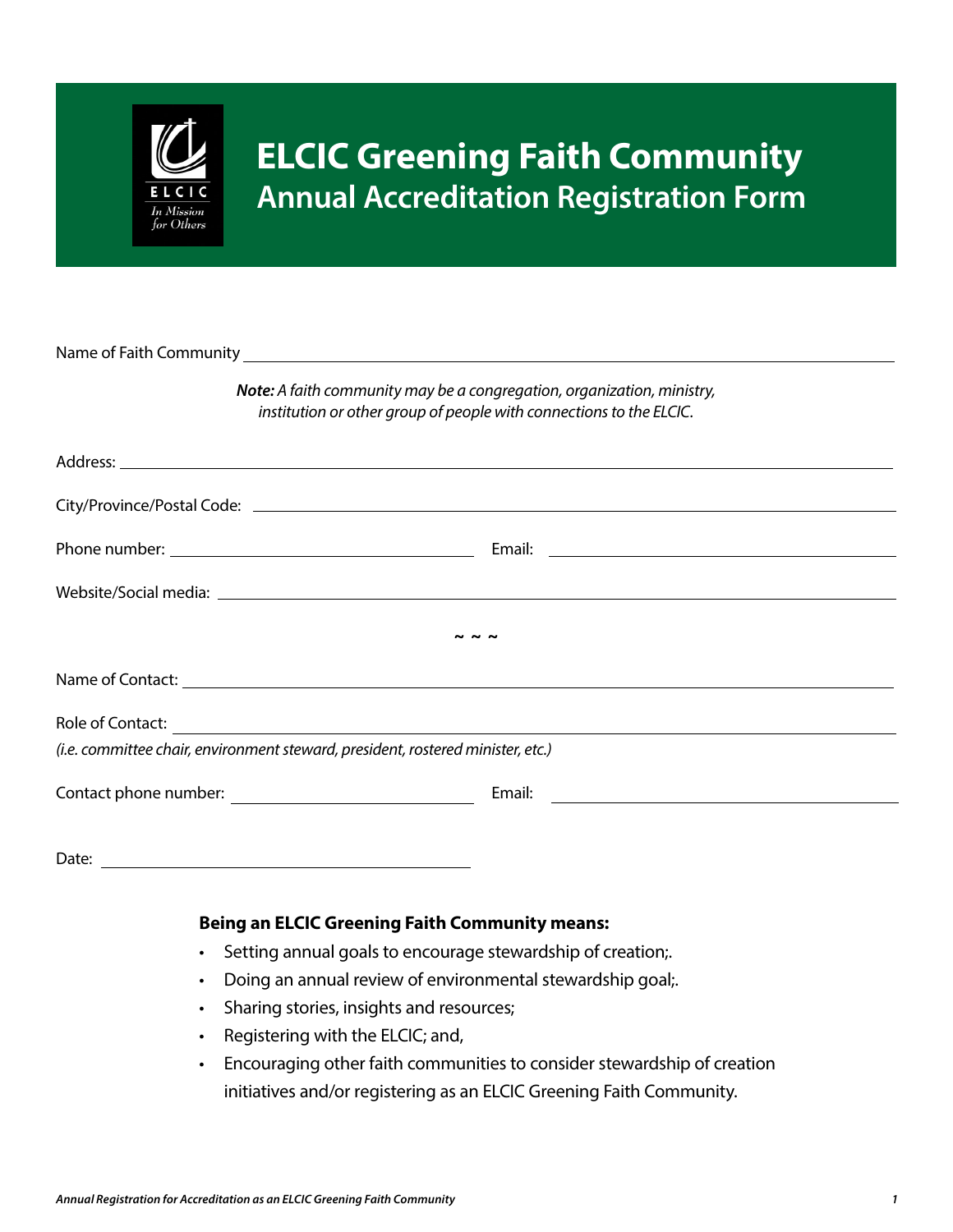# ELCIC Greening Faith Community

## Annual Accreditation Registration Form

Name of Faith Community ______________________________________________

***Note:*** *A faith community may be a congregation, organization, ministry, institution or other group of people with connections to the ELCIC.*

Address: ______________________________________________

City/Province/Postal Code: ______________________________________________

Phone number: ______________________ Email: ______________________

Website/Social media: ______________________________________________

~ ~ ~

Name of Contact: ______________________________________________

Role of Contact: ______________________________________________

*(i.e. committee chair, environment steward, president, rostered minister, etc.)*

Contact phone number: ______________________ Email: ______________________

Date: ______________________

**Being an ELCIC Greening Faith Community means:**

- Setting annual goals to encourage stewardship of creation;.
- Doing an annual review of environmental stewardship goal;.
- Sharing stories, insights and resources;
- Registering with the ELCIC; and,
- Encouraging other faith communities to consider stewardship of creation initiatives and/or registering as an ELCIC Greening Faith Community.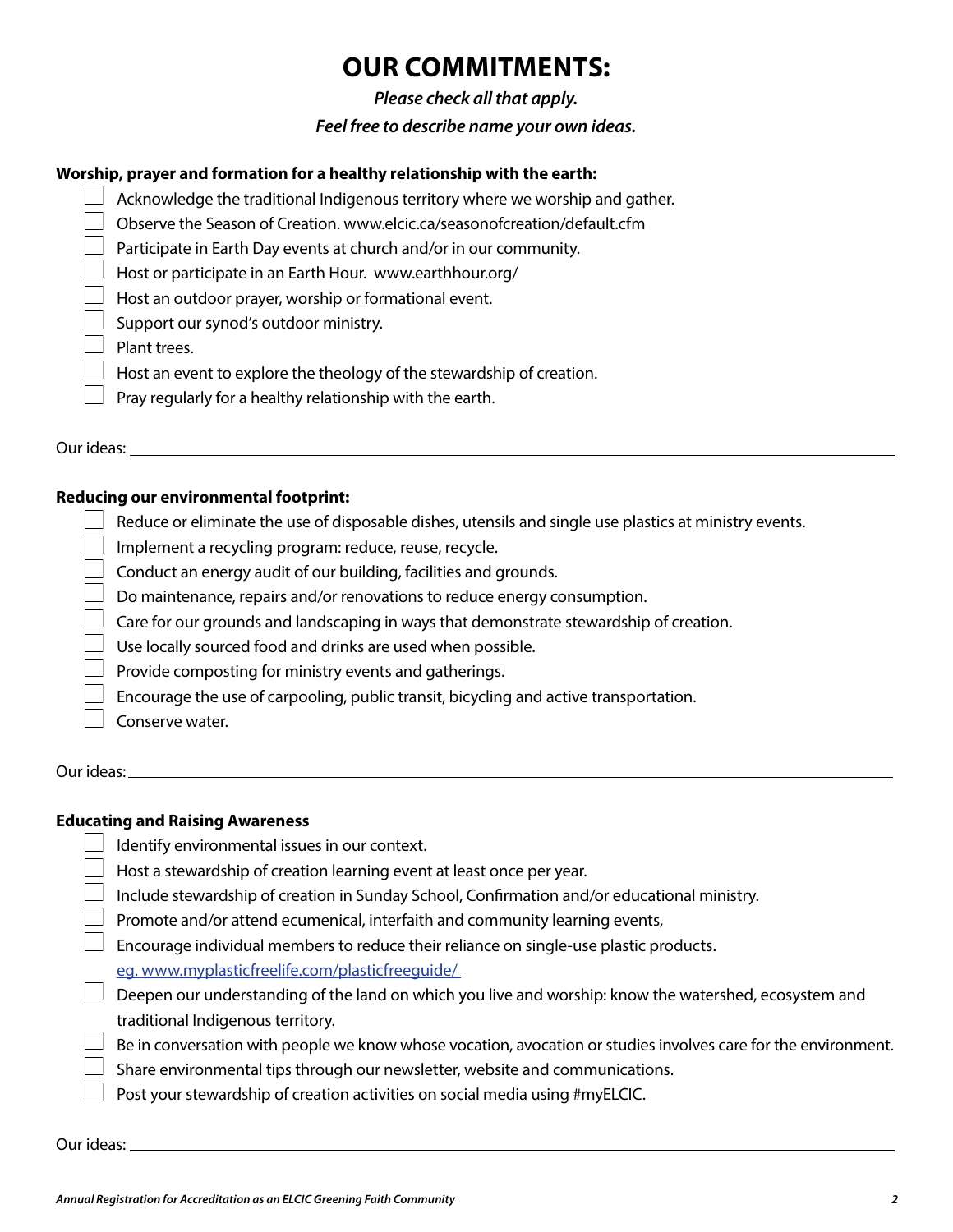# OUR COMMITMENTS:

***Please check all that apply.***

***Feel free to describe name your own ideas.***

**Worship, prayer and formation for a healthy relationship with the earth:**

- [ ] Acknowledge the traditional Indigenous territory where we worship and gather.
- [ ] Observe the Season of Creation. www.elcic.ca/seasonofcreation/default.cfm
- [ ] Participate in Earth Day events at church and/or in our community.
- [ ] Host or participate in an Earth Hour. www.earthhour.org/
- [ ] Host an outdoor prayer, worship or formational event.
- [ ] Support our synod's outdoor ministry.
- [ ] Plant trees.
- [ ] Host an event to explore the theology of the stewardship of creation.
- [ ] Pray regularly for a healthy relationship with the earth.

Our ideas: ______________________________________________________________

**Reducing our environmental footprint:**

- [ ] Reduce or eliminate the use of disposable dishes, utensils and single use plastics at ministry events.
- [ ] Implement a recycling program: reduce, reuse, recycle.
- [ ] Conduct an energy audit of our building, facilities and grounds.
- [ ] Do maintenance, repairs and/or renovations to reduce energy consumption.
- [ ] Care for our grounds and landscaping in ways that demonstrate stewardship of creation.
- [ ] Use locally sourced food and drinks are used when possible.
- [ ] Provide composting for ministry events and gatherings.
- [ ] Encourage the use of carpooling, public transit, bicycling and active transportation.
- [ ] Conserve water.

Our ideas: ______________________________________________________________

**Educating and Raising Awareness**

- [ ] Identify environmental issues in our context.
- [ ] Host a stewardship of creation learning event at least once per year.
- [ ] Include stewardship of creation in Sunday School, Confirmation and/or educational ministry.
- [ ] Promote and/or attend ecumenical, interfaith and community learning events,
- [ ] Encourage individual members to reduce their reliance on single-use plastic products. eg. www.myplasticfreelife.com/plasticfreeguide/
- [ ] Deepen our understanding of the land on which you live and worship: know the watershed, ecosystem and traditional Indigenous territory.
- [ ] Be in conversation with people we know whose vocation, avocation or studies involves care for the environment.
- [ ] Share environmental tips through our newsletter, website and communications.
- [ ] Post your stewardship of creation activities on social media using #myELCIC.

Our ideas: ______________________________________________________________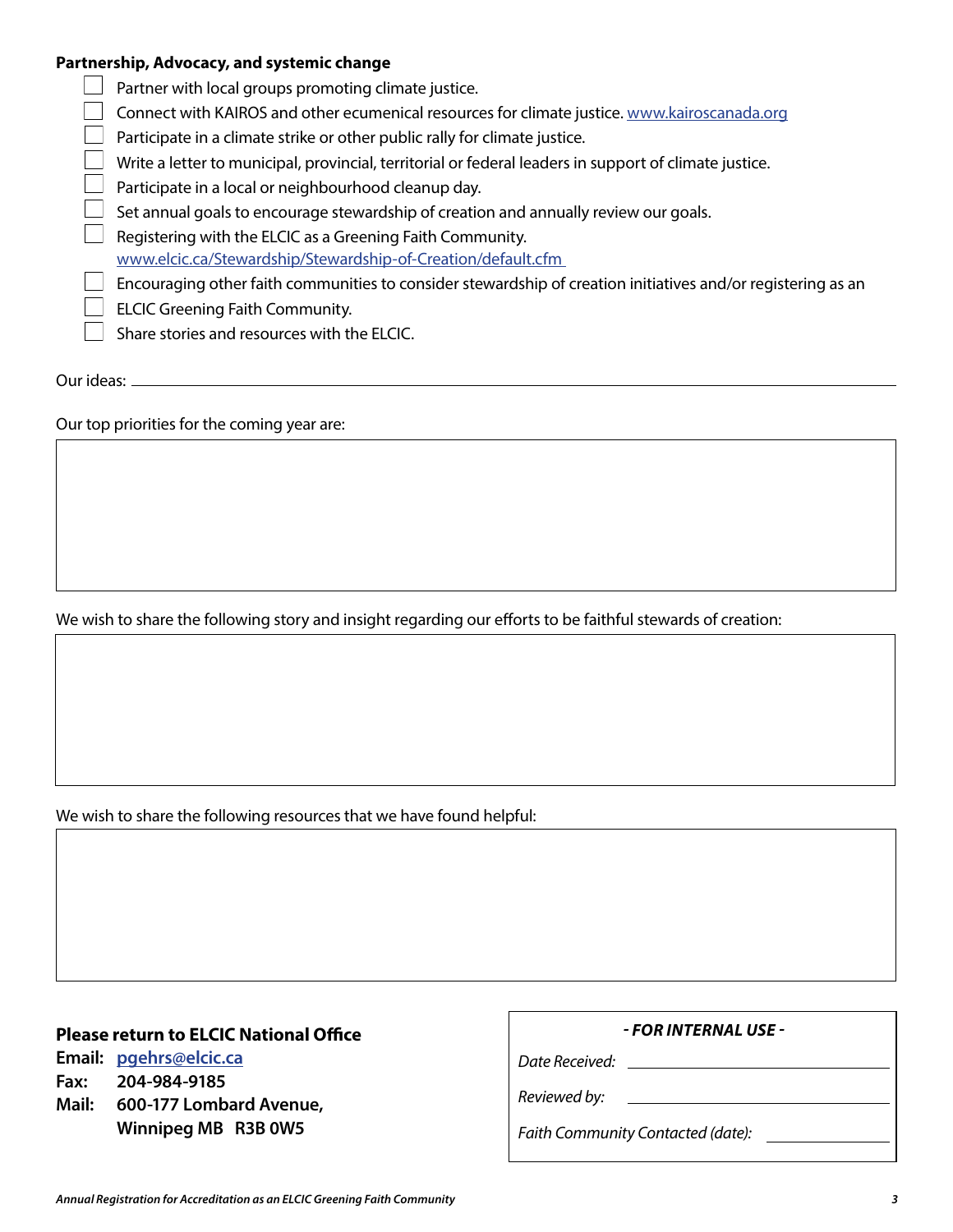**Partnership, Advocacy, and systemic change**

- [ ] Partner with local groups promoting climate justice.
- [ ] Connect with KAIROS and other ecumenical resources for climate justice. www.kairoscanada.org
- [ ] Participate in a climate strike or other public rally for climate justice.
- [ ] Write a letter to municipal, provincial, territorial or federal leaders in support of climate justice.
- [ ] Participate in a local or neighbourhood cleanup day.
- [ ] Set annual goals to encourage stewardship of creation and annually review our goals.
- [ ] Registering with the ELCIC as a Greening Faith Community. www.elcic.ca/Stewardship/Stewardship-of-Creation/default.cfm
- [ ] Encouraging other faith communities to consider stewardship of creation initiatives and/or registering as an
- [ ] ELCIC Greening Faith Community.
- [ ] Share stories and resources with the ELCIC.

Our ideas: \_\_\_\_\_\_\_\_\_\_\_\_\_\_\_\_\_\_\_\_\_\_\_\_\_\_\_\_\_\_\_\_\_\_\_\_\_\_\_\_

Our top priorities for the coming year are:

We wish to share the following story and insight regarding our efforts to be faithful stewards of creation:

We wish to share the following resources that we have found helpful:

**Please return to ELCIC National Office**

**Email:** pgehrs@elcic.ca
**Fax:** 204-984-9185
**Mail:** 600-177 Lombard Avenue,
Winnipeg MB R3B 0W5

***- FOR INTERNAL USE -***

*Date Received:* \_\_\_\_\_\_\_\_\_\_\_\_\_\_\_\_

*Reviewed by:* \_\_\_\_\_\_\_\_\_\_\_\_\_\_\_\_

*Faith Community Contacted (date):* \_\_\_\_\_\_\_\_\_\_\_\_\_\_\_\_